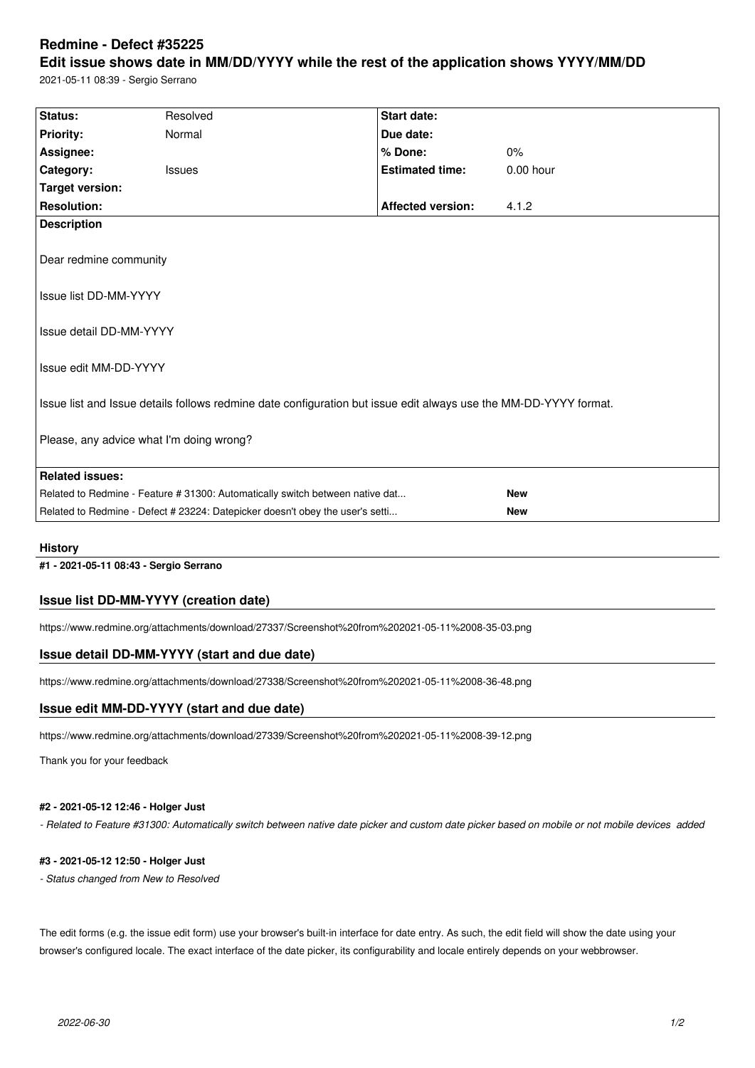# Redmine - Defect #35225

## Edit issue shows date in MM/DD/YYYY while the rest of the application shows YYYY/MM/DD

2021-05-11 08:39 - Sergio Serrano

| Status: | Resolved | Start date: | |
|---|---|---|---|
| Priority: | Normal | Due date: | |
| Assignee: | | % Done: | 0% |
| Category: | Issues | Estimated time: | 0.00 hour |
| Target version: | | | |
| Resolution: | | Affected version: | 4.1.2 |

**Description**

Dear redmine community

Issue list DD-MM-YYYY

Issue detail DD-MM-YYYY

Issue edit MM-DD-YYYY

Issue list and Issue details follows redmine date configuration but issue edit always use the MM-DD-YYYY format.

Please, any advice what I'm doing wrong?

**Related issues:**

| | |
|---|---|
| Related to Redmine - Feature # 31300: Automatically switch between native dat... | **New** |
| Related to Redmine - Defect # 23224: Datepicker doesn't obey the user's setti... | **New** |

**History**

**#1 - 2021-05-11 08:43 - Sergio Serrano**

### Issue list DD-MM-YYYY (creation date)

https://www.redmine.org/attachments/download/27337/Screenshot%20from%202021-05-11%2008-35-03.png

### Issue detail DD-MM-YYYY (start and due date)

https://www.redmine.org/attachments/download/27338/Screenshot%20from%202021-05-11%2008-36-48.png

### Issue edit MM-DD-YYYY (start and due date)

https://www.redmine.org/attachments/download/27339/Screenshot%20from%202021-05-11%2008-39-12.png

Thank you for your feedback

**#2 - 2021-05-12 12:46 - Holger Just**

*- Related to Feature #31300: Automatically switch between native date picker and custom date picker based on mobile or not mobile devices added*

**#3 - 2021-05-12 12:50 - Holger Just**

*- Status changed from New to Resolved*

The edit forms (e.g. the issue edit form) use your browser's built-in interface for date entry. As such, the edit field will show the date using your browser's configured locale. The exact interface of the date picker, its configurability and locale entirely depends on your webbrowser.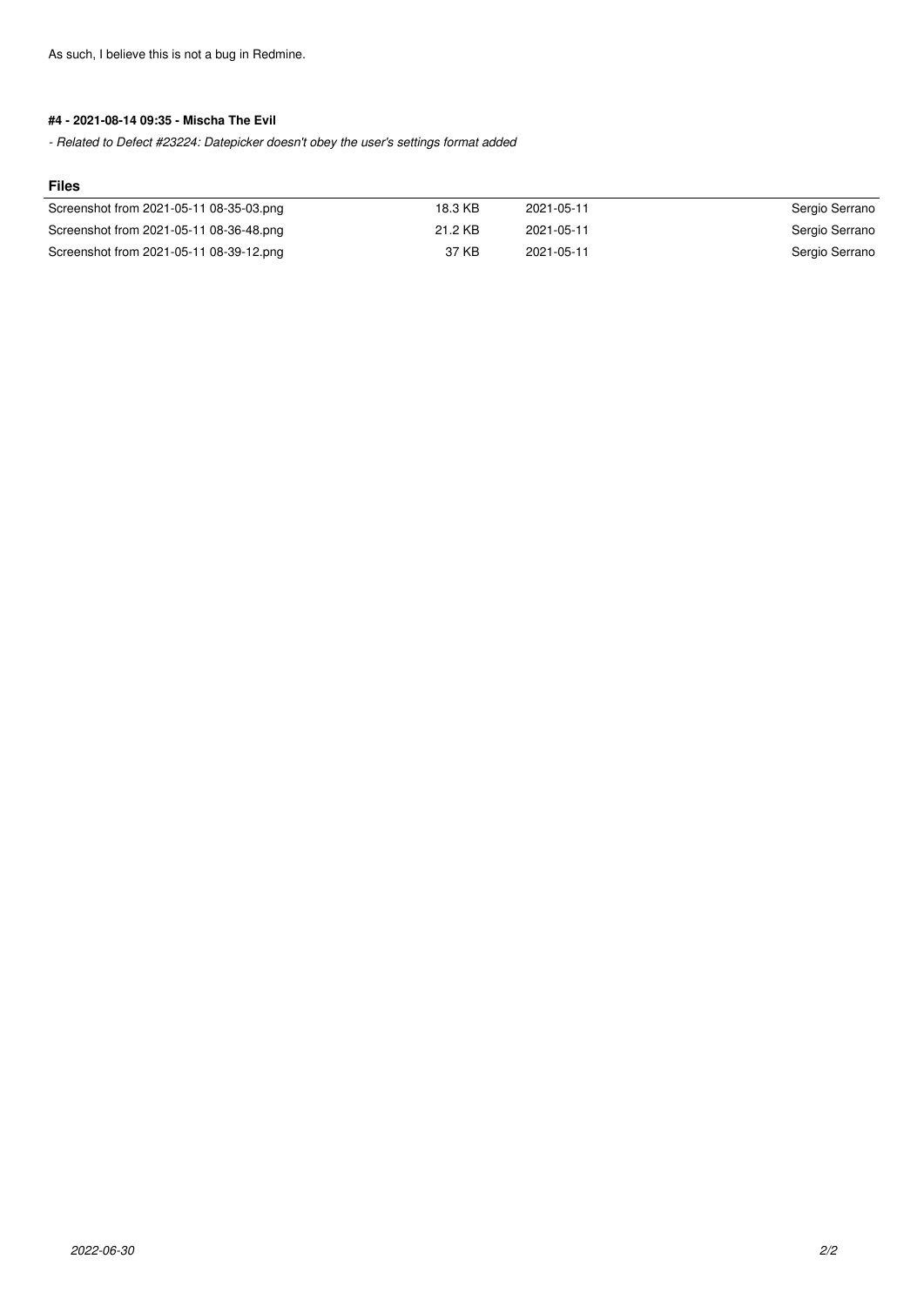As such, I believe this is not a bug in Redmine.

#### #4 - 2021-08-14 09:35 - Mischa The Evil

*- Related to Defect #23224: Datepicker doesn't obey the user's settings format added*

### Files

| | | | |
|---|---|---|---|
| Screenshot from 2021-05-11 08-35-03.png | 18.3 KB | 2021-05-11 | Sergio Serrano |
| Screenshot from 2021-05-11 08-36-48.png | 21.2 KB | 2021-05-11 | Sergio Serrano |
| Screenshot from 2021-05-11 08-39-12.png | 37 KB | 2021-05-11 | Sergio Serrano |